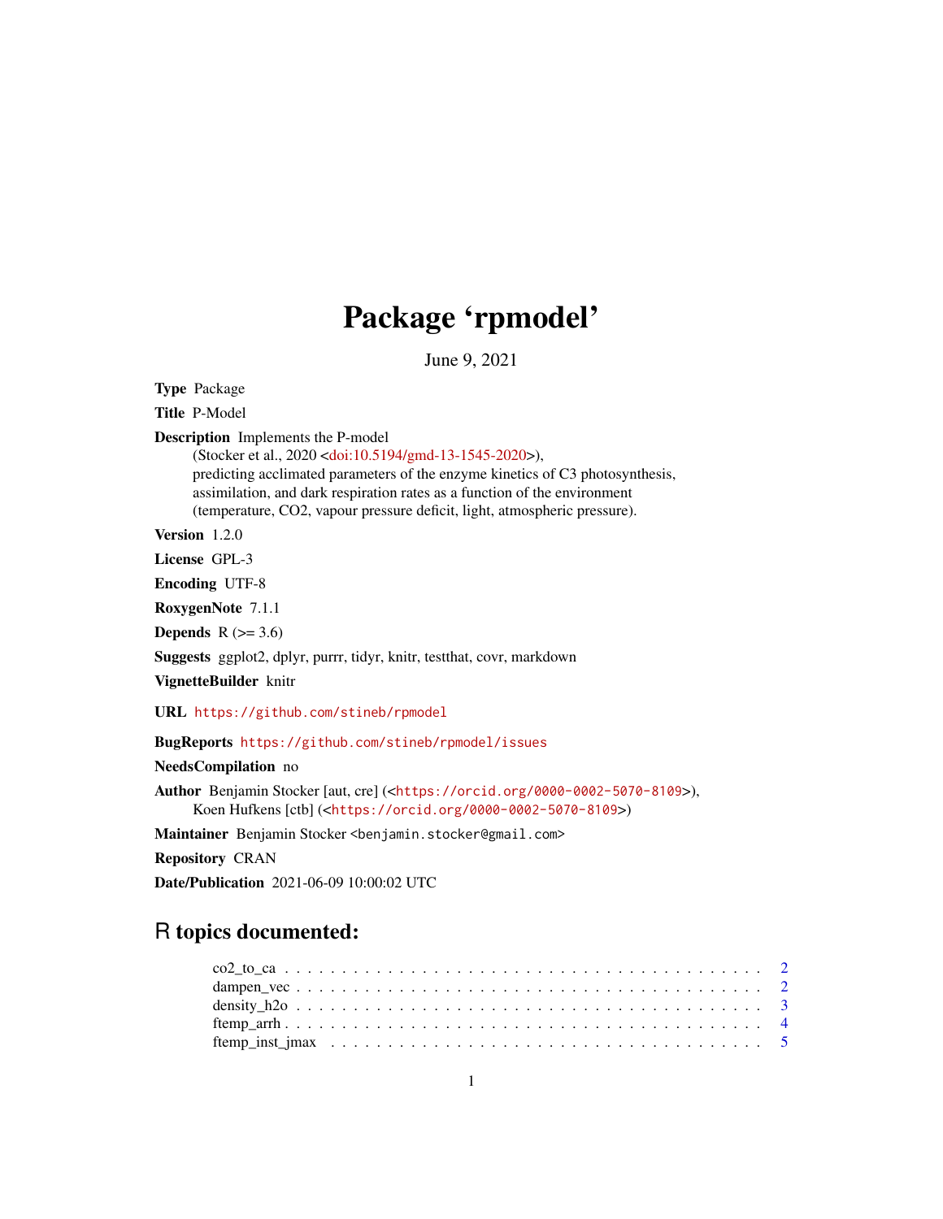# Package 'rpmodel'

June 9, 2021

**Type** Package

**Title** P-Model

**Description** Implements the P-model
(Stocker et al., 2020 <doi:10.5194/gmd-13-1545-2020>),
predicting acclimated parameters of the enzyme kinetics of C3 photosynthesis,
assimilation, and dark respiration rates as a function of the environment
(temperature, CO2, vapour pressure deficit, light, atmospheric pressure).

**Version** 1.2.0

**License** GPL-3

**Encoding** UTF-8

**RoxygenNote** 7.1.1

**Depends** R (>= 3.6)

**Suggests** ggplot2, dplyr, purrr, tidyr, knitr, testthat, covr, markdown

**VignetteBuilder** knitr

**URL** https://github.com/stineb/rpmodel

**BugReports** https://github.com/stineb/rpmodel/issues

**NeedsCompilation** no

**Author** Benjamin Stocker [aut, cre] (<https://orcid.org/0000-0002-5070-8109>),
Koen Hufkens [ctb] (<https://orcid.org/0000-0002-5070-8109>)

**Maintainer** Benjamin Stocker <benjamin.stocker@gmail.com>

**Repository** CRAN

**Date/Publication** 2021-06-09 10:00:02 UTC

## R topics documented:

- co2_to_ca . . . . . . . . . . . . . . . . . . . . . . . . . . . . . . . . . . . . . . . . 2
- dampen_vec . . . . . . . . . . . . . . . . . . . . . . . . . . . . . . . . . . . . . . . 2
- density_h2o . . . . . . . . . . . . . . . . . . . . . . . . . . . . . . . . . . . . . . . 3
- ftemp_arrh . . . . . . . . . . . . . . . . . . . . . . . . . . . . . . . . . . . . . . . . 4
- ftemp_inst_jmax . . . . . . . . . . . . . . . . . . . . . . . . . . . . . . . . . . . . 5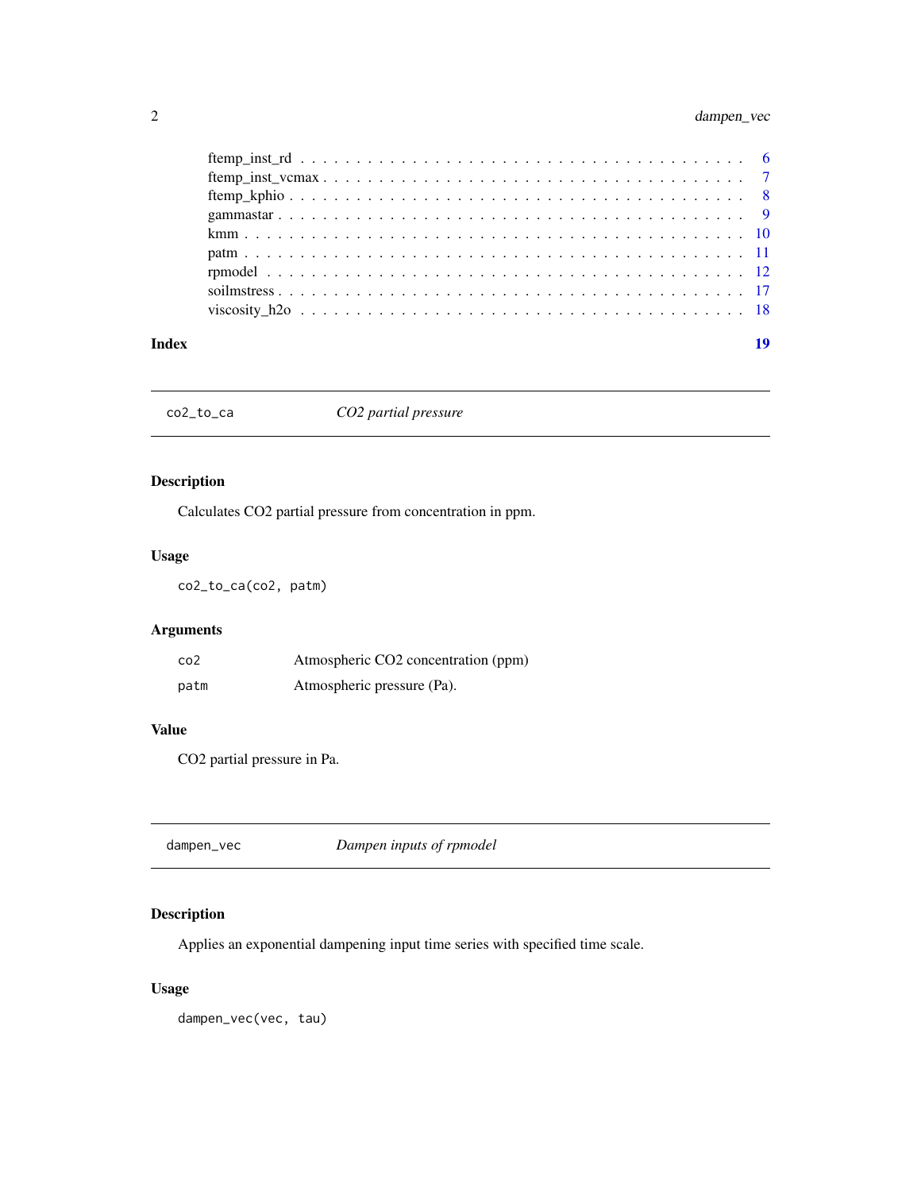ftemp_inst_rd . . . . . . . . . . . . . . . . . . . . . . . . . . . . . . . . . . . . . 6
ftemp_inst_vcmax . . . . . . . . . . . . . . . . . . . . . . . . . . . . . . . . . . . 7
ftemp_kphio . . . . . . . . . . . . . . . . . . . . . . . . . . . . . . . . . . . . . . 8
gammastar . . . . . . . . . . . . . . . . . . . . . . . . . . . . . . . . . . . . . . . 9
kmm . . . . . . . . . . . . . . . . . . . . . . . . . . . . . . . . . . . . . . . . . . 10
patm . . . . . . . . . . . . . . . . . . . . . . . . . . . . . . . . . . . . . . . . . 11
rpmodel . . . . . . . . . . . . . . . . . . . . . . . . . . . . . . . . . . . . . . . 12
soilmstress . . . . . . . . . . . . . . . . . . . . . . . . . . . . . . . . . . . . . 17
viscosity_h2o . . . . . . . . . . . . . . . . . . . . . . . . . . . . . . . . . . . . 18

**Index** **19**

---

## co2_to_ca — *CO2 partial pressure*

### Description

Calculates CO2 partial pressure from concentration in ppm.

### Usage

```
co2_to_ca(co2, patm)
```

### Arguments

| | |
|---|---|
| `co2` | Atmospheric CO2 concentration (ppm) |
| `patm` | Atmospheric pressure (Pa). |

### Value

CO2 partial pressure in Pa.

---

## dampen_vec — *Dampen inputs of rpmodel*

### Description

Applies an exponential dampening input time series with specified time scale.

### Usage

```
dampen_vec(vec, tau)
```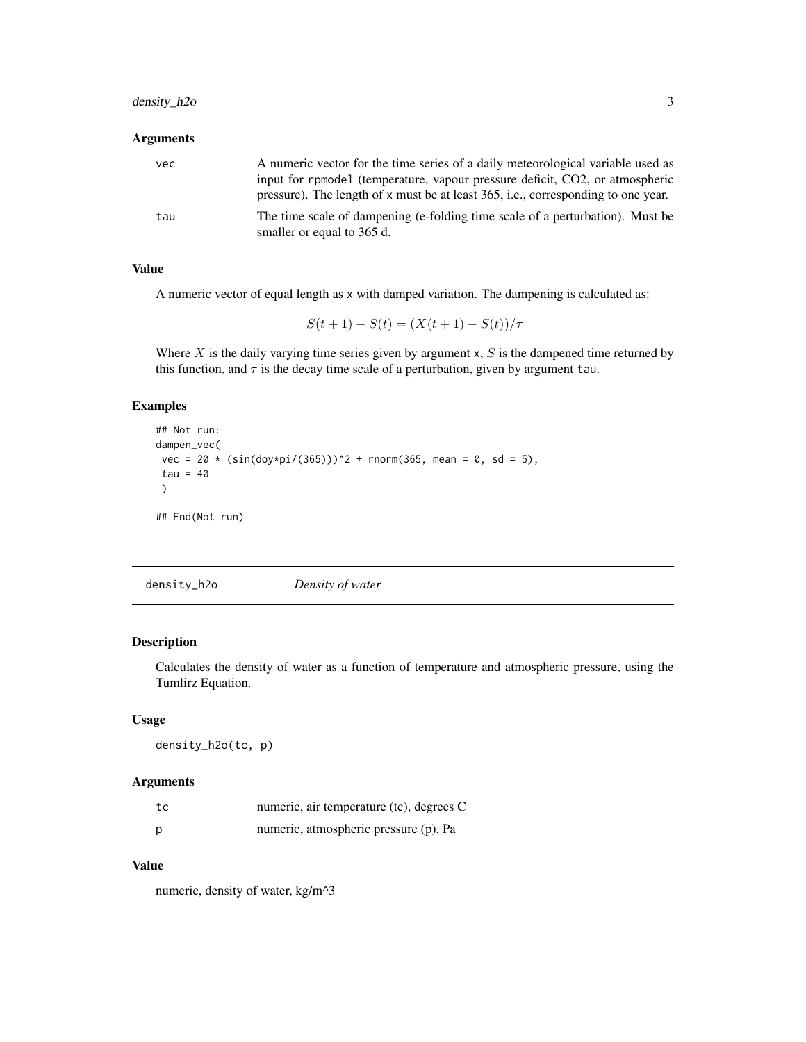### Arguments

| | |
|---|---|
| vec | A numeric vector for the time series of a daily meteorological variable used as input for rpmodel (temperature, vapour pressure deficit, CO2, or atmospheric pressure). The length of x must be at least 365, i.e., corresponding to one year. |
| tau | The time scale of dampening (e-folding time scale of a perturbation). Must be smaller or equal to 365 d. |

### Value

A numeric vector of equal length as x with damped variation. The dampening is calculated as:

$$S(t+1) - S(t) = (X(t+1) - S(t))/\tau$$

Where $X$ is the daily varying time series given by argument x, $S$ is the dampened time returned by this function, and $\tau$ is the decay time scale of a perturbation, given by argument tau.

### Examples

```
## Not run:
dampen_vec(
 vec = 20 * (sin(doy*pi/(365)))^2 + rnorm(365, mean = 0, sd = 5),
 tau = 40
 )

## End(Not run)
```

---

## density_h2o *Density of water*

### Description

Calculates the density of water as a function of temperature and atmospheric pressure, using the Tumlirz Equation.

### Usage

```
density_h2o(tc, p)
```

### Arguments

| | |
|---|---|
| tc | numeric, air temperature (tc), degrees C |
| p | numeric, atmospheric pressure (p), Pa |

### Value

numeric, density of water, kg/m^3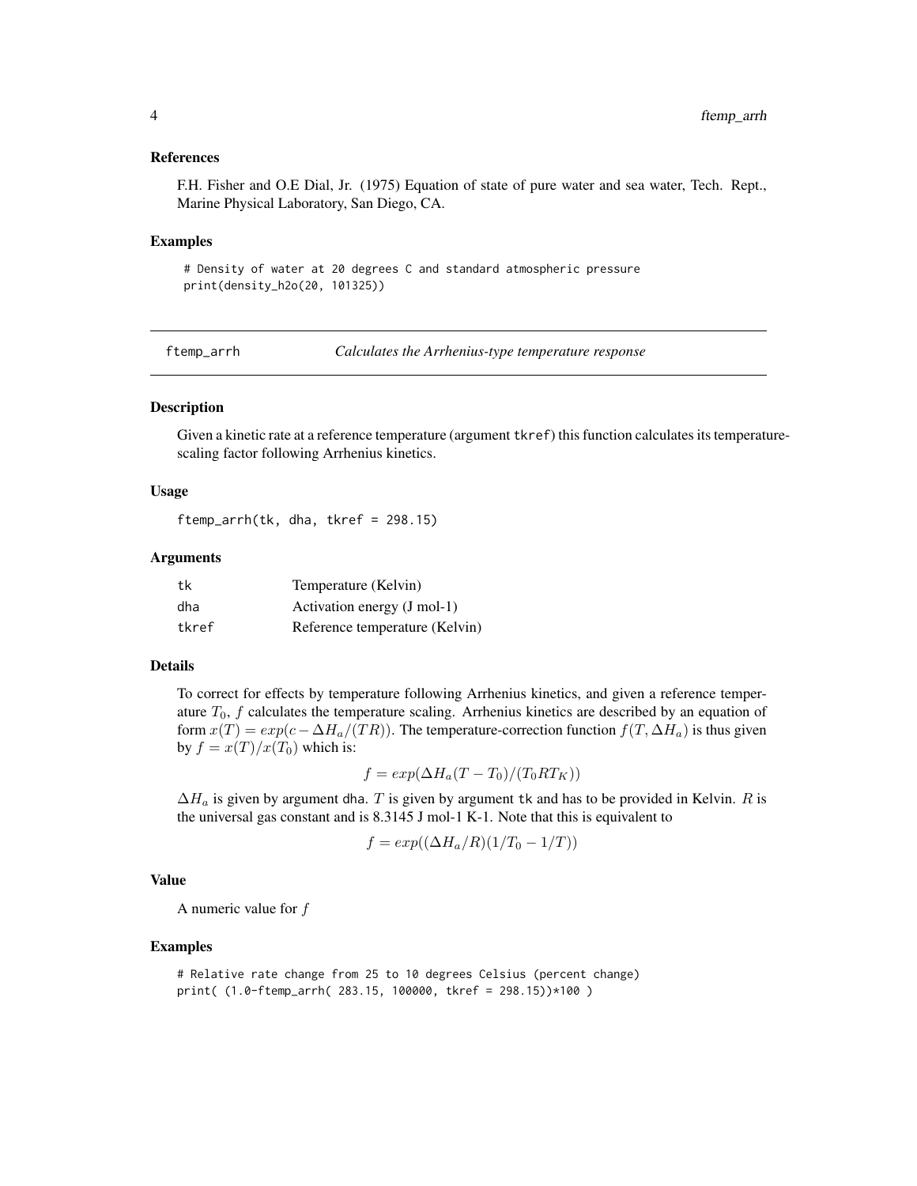### References

F.H. Fisher and O.E Dial, Jr. (1975) Equation of state of pure water and sea water, Tech. Rept., Marine Physical Laboratory, San Diego, CA.

### Examples

```
# Density of water at 20 degrees C and standard atmospheric pressure
print(density_h2o(20, 101325))
```

---

## ftemp_arrh — *Calculates the Arrhenius-type temperature response*

### Description

Given a kinetic rate at a reference temperature (argument `tkref`) this function calculates its temperature-scaling factor following Arrhenius kinetics.

### Usage

```
ftemp_arrh(tk, dha, tkref = 298.15)
```

### Arguments

| | |
|---|---|
| tk | Temperature (Kelvin) |
| dha | Activation energy (J mol-1) |
| tkref | Reference temperature (Kelvin) |

### Details

To correct for effects by temperature following Arrhenius kinetics, and given a reference temperature $T_0$, $f$ calculates the temperature scaling. Arrhenius kinetics are described by an equation of form $x(T) = exp(c - \Delta H_a/(TR))$. The temperature-correction function $f(T, \Delta H_a)$ is thus given by $f = x(T)/x(T_0)$ which is:

$$f = exp(\Delta H_a (T - T_0)/(T_0 R T_K))$$

$\Delta H_a$ is given by argument `dha`. $T$ is given by argument `tk` and has to be provided in Kelvin. $R$ is the universal gas constant and is 8.3145 J mol-1 K-1. Note that this is equivalent to

$$f = exp((\Delta H_a/R)(1/T_0 - 1/T))$$

### Value

A numeric value for $f$

### Examples

```
# Relative rate change from 25 to 10 degrees Celsius (percent change)
print( (1.0-ftemp_arrh( 283.15, 100000, tkref = 298.15))*100 )
```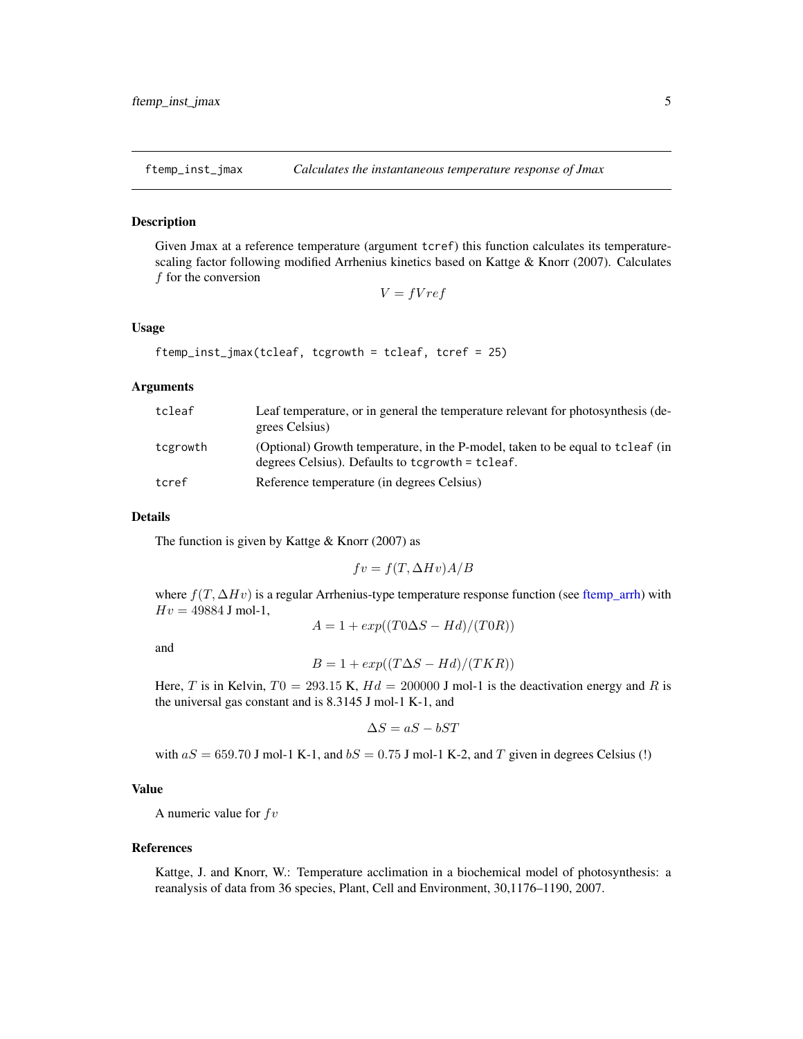## ftemp_inst_jmax — *Calculates the instantaneous temperature response of Jmax*

### Description

Given Jmax at a reference temperature (argument `tcref`) this function calculates its temperature-scaling factor following modified Arrhenius kinetics based on Kattge & Knorr (2007). Calculates $f$ for the conversion

$$V = fVref$$

### Usage

```
ftemp_inst_jmax(tcleaf, tcgrowth = tcleaf, tcref = 25)
```

### Arguments

| | |
|---|---|
| `tcleaf` | Leaf temperature, or in general the temperature relevant for photosynthesis (degrees Celsius) |
| `tcgrowth` | (Optional) Growth temperature, in the P-model, taken to be equal to `tcleaf` (in degrees Celsius). Defaults to `tcgrowth = tcleaf`. |
| `tcref` | Reference temperature (in degrees Celsius) |

### Details

The function is given by Kattge & Knorr (2007) as

$$fv = f(T, \Delta Hv)A/B$$

where $f(T, \Delta Hv)$ is a regular Arrhenius-type temperature response function (see ftemp_arrh) with $Hv = 49884$ J mol-1,

$$A = 1 + exp((T0\Delta S - Hd)/(T0R))$$

and

$$B = 1 + exp((T\Delta S - Hd)/(TKR))$$

Here, $T$ is in Kelvin, $T0 = 293.15$ K, $Hd = 200000$ J mol-1 is the deactivation energy and $R$ is the universal gas constant and is 8.3145 J mol-1 K-1, and

$$\Delta S = aS - bST$$

with $aS = 659.70$ J mol-1 K-1, and $bS = 0.75$ J mol-1 K-2, and $T$ given in degrees Celsius (!)

### Value

A numeric value for $fv$

### References

Kattge, J. and Knorr, W.: Temperature acclimation in a biochemical model of photosynthesis: a reanalysis of data from 36 species, Plant, Cell and Environment, 30,1176–1190, 2007.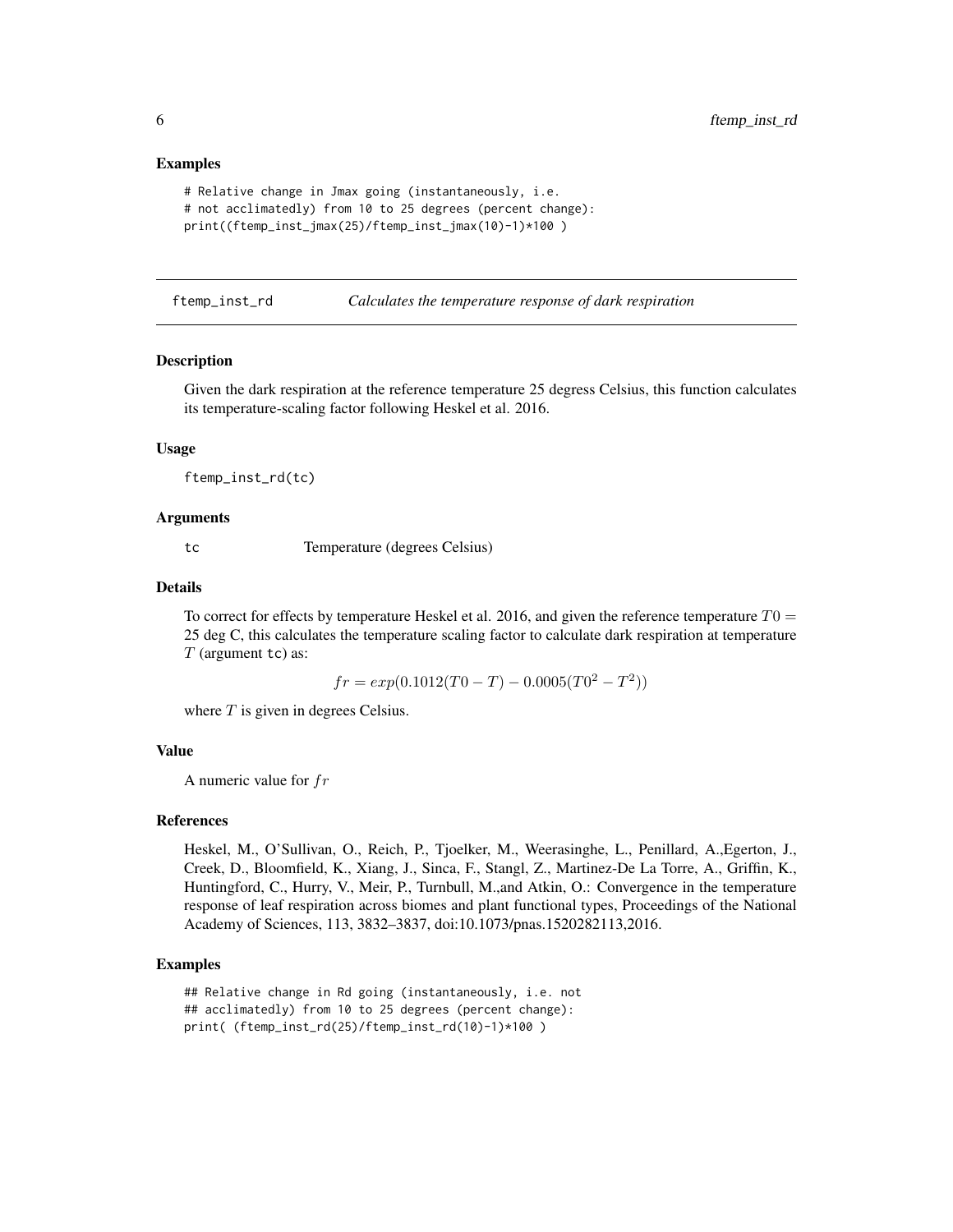### Examples

```
# Relative change in Jmax going (instantaneously, i.e.
# not acclimatedly) from 10 to 25 degrees (percent change):
print((ftemp_inst_jmax(25)/ftemp_inst_jmax(10)-1)*100 )
```

---

## ftemp_inst_rd — *Calculates the temperature response of dark respiration*

---

### Description

Given the dark respiration at the reference temperature 25 degress Celsius, this function calculates its temperature-scaling factor following Heskel et al. 2016.

### Usage

```
ftemp_inst_rd(tc)
```

### Arguments

| | |
|---|---|
| tc | Temperature (degrees Celsius) |

### Details

To correct for effects by temperature Heskel et al. 2016, and given the reference temperature $T0 =$ 25 deg C, this calculates the temperature scaling factor to calculate dark respiration at temperature $T$ (argument tc) as:

$$fr = exp(0.1012(T0 - T) - 0.0005(T0^2 - T^2))$$

where $T$ is given in degrees Celsius.

### Value

A numeric value for $fr$

### References

Heskel, M., O'Sullivan, O., Reich, P., Tjoelker, M., Weerasinghe, L., Penillard, A.,Egerton, J., Creek, D., Bloomfield, K., Xiang, J., Sinca, F., Stangl, Z., Martinez-De La Torre, A., Griffin, K., Huntingford, C., Hurry, V., Meir, P., Turnbull, M.,and Atkin, O.: Convergence in the temperature response of leaf respiration across biomes and plant functional types, Proceedings of the National Academy of Sciences, 113, 3832–3837, doi:10.1073/pnas.1520282113,2016.

### Examples

```
## Relative change in Rd going (instantaneously, i.e. not
## acclimatedly) from 10 to 25 degrees (percent change):
print( (ftemp_inst_rd(25)/ftemp_inst_rd(10)-1)*100 )
```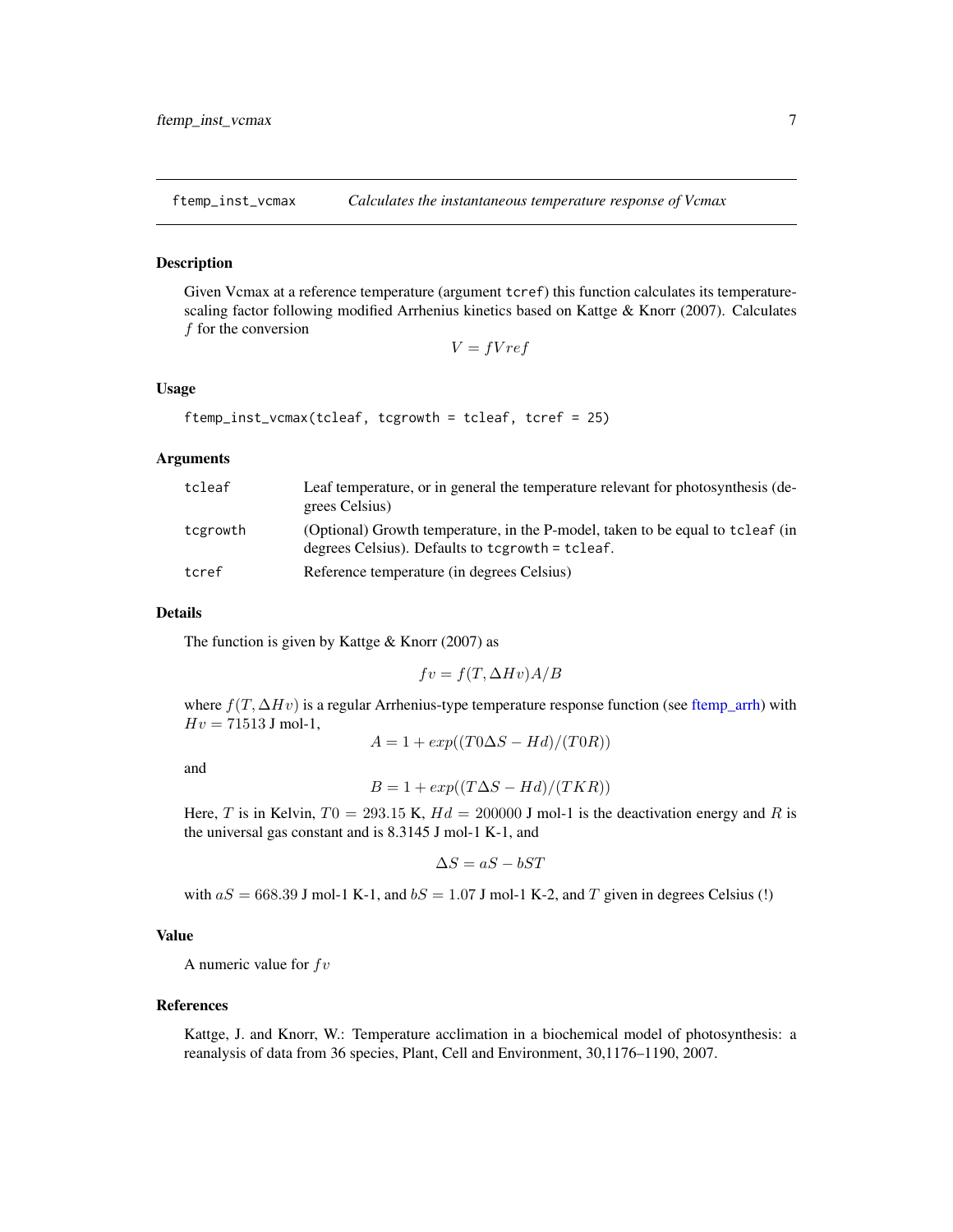## ftemp_inst_vcmax — *Calculates the instantaneous temperature response of Vcmax*

### Description

Given Vcmax at a reference temperature (argument `tcref`) this function calculates its temperature-scaling factor following modified Arrhenius kinetics based on Kattge & Knorr (2007). Calculates $f$ for the conversion

$$V = fVref$$

### Usage

```
ftemp_inst_vcmax(tcleaf, tcgrowth = tcleaf, tcref = 25)
```

### Arguments

| | |
|---|---|
| `tcleaf` | Leaf temperature, or in general the temperature relevant for photosynthesis (degrees Celsius) |
| `tcgrowth` | (Optional) Growth temperature, in the P-model, taken to be equal to `tcleaf` (in degrees Celsius). Defaults to `tcgrowth = tcleaf`. |
| `tcref` | Reference temperature (in degrees Celsius) |

### Details

The function is given by Kattge & Knorr (2007) as

$$fv = f(T, \Delta Hv) A/B$$

where $f(T, \Delta Hv)$ is a regular Arrhenius-type temperature response function (see ftemp_arrh) with $Hv = 71513$ J mol-1,

$$A = 1 + exp((T0 \Delta S - Hd)/(T0 R))$$

and

$$B = 1 + exp((T \Delta S - Hd)/(TK R))$$

Here, $T$ is in Kelvin, $T0 = 293.15$ K, $Hd = 200000$ J mol-1 is the deactivation energy and $R$ is the universal gas constant and is 8.3145 J mol-1 K-1, and

$$\Delta S = aS - bS T$$

with $aS = 668.39$ J mol-1 K-1, and $bS = 1.07$ J mol-1 K-2, and $T$ given in degrees Celsius (!)

### Value

A numeric value for $fv$

### References

Kattge, J. and Knorr, W.: Temperature acclimation in a biochemical model of photosynthesis: a reanalysis of data from 36 species, Plant, Cell and Environment, 30,1176–1190, 2007.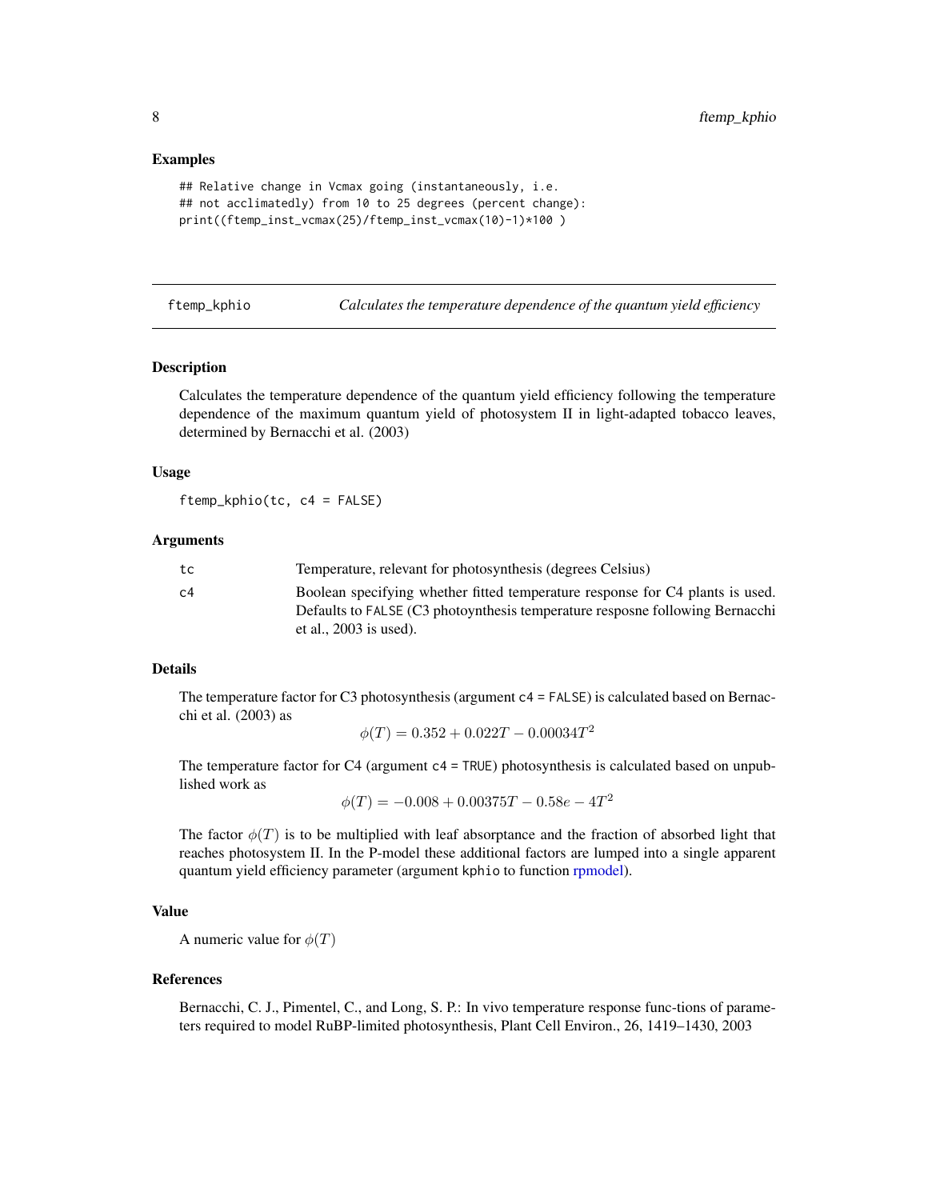### Examples

```
## Relative change in Vcmax going (instantaneously, i.e.
## not acclimatedly) from 10 to 25 degrees (percent change):
print((ftemp_inst_vcmax(25)/ftemp_inst_vcmax(10)-1)*100 )
```

---

## ftemp_kphio — *Calculates the temperature dependence of the quantum yield efficiency*

---

### Description

Calculates the temperature dependence of the quantum yield efficiency following the temperature dependence of the maximum quantum yield of photosystem II in light-adapted tobacco leaves, determined by Bernacchi et al. (2003)

### Usage

```
ftemp_kphio(tc, c4 = FALSE)
```

### Arguments

| | |
|---|---|
| tc | Temperature, relevant for photosynthesis (degrees Celsius) |
| c4 | Boolean specifying whether fitted temperature response for C4 plants is used. Defaults to FALSE (C3 photoynthesis temperature resposne following Bernacchi et al., 2003 is used). |

### Details

The temperature factor for C3 photosynthesis (argument c4 = FALSE) is calculated based on Bernacchi et al. (2003) as

$$\phi(T) = 0.352 + 0.022T - 0.00034T^2$$

The temperature factor for C4 (argument c4 = TRUE) photosynthesis is calculated based on unpublished work as

$$\phi(T) = -0.008 + 0.00375T - 0.58e - 4T^2$$

The factor $\phi(T)$ is to be multiplied with leaf absorptance and the fraction of absorbed light that reaches photosystem II. In the P-model these additional factors are lumped into a single apparent quantum yield efficiency parameter (argument kphio to function rpmodel).

### Value

A numeric value for $\phi(T)$

### References

Bernacchi, C. J., Pimentel, C., and Long, S. P.: In vivo temperature response func-tions of parameters required to model RuBP-limited photosynthesis, Plant Cell Environ., 26, 1419–1430, 2003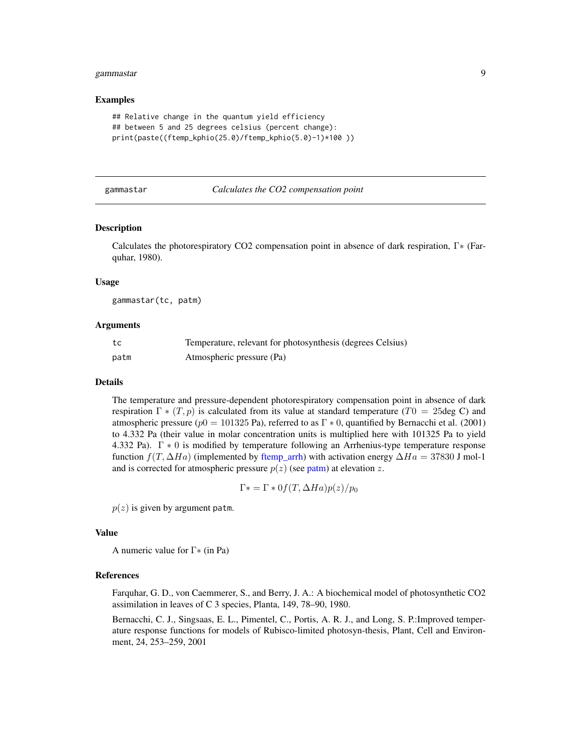### Examples

```
## Relative change in the quantum yield efficiency
## between 5 and 25 degrees celsius (percent change):
print(paste((ftemp_kphio(25.0)/ftemp_kphio(5.0)-1)*100 ))
```

---

## gammastar — *Calculates the CO2 compensation point*

### Description

Calculates the photorespiratory CO2 compensation point in absence of dark respiration, $\Gamma*$ (Farquhar, 1980).

### Usage

```
gammastar(tc, patm)
```

### Arguments

| | |
|---|---|
| tc | Temperature, relevant for photosynthesis (degrees Celsius) |
| patm | Atmospheric pressure (Pa) |

### Details

The temperature and pressure-dependent photorespiratory compensation point in absence of dark respiration $\Gamma * (T, p)$ is calculated from its value at standard temperature ($T0 = 25$deg C) and atmospheric pressure ($p0 = 101325$ Pa), referred to as $\Gamma * 0$, quantified by Bernacchi et al. (2001) to 4.332 Pa (their value in molar concentration units is multiplied here with 101325 Pa to yield 4.332 Pa). $\Gamma * 0$ is modified by temperature following an Arrhenius-type temperature response function $f(T, \Delta Ha)$ (implemented by ftemp_arrh) with activation energy $\Delta Ha = 37830$ J mol-1 and is corrected for atmospheric pressure $p(z)$ (see patm) at elevation $z$.

$$\Gamma* = \Gamma * 0 f(T, \Delta Ha) p(z)/p_0$$

$p(z)$ is given by argument `patm`.

### Value

A numeric value for $\Gamma*$ (in Pa)

### References

Farquhar, G. D., von Caemmerer, S., and Berry, J. A.: A biochemical model of photosynthetic CO2 assimilation in leaves of C 3 species, Planta, 149, 78–90, 1980.

Bernacchi, C. J., Singsaas, E. L., Pimentel, C., Portis, A. R. J., and Long, S. P.:Improved temperature response functions for models of Rubisco-limited photosyn-thesis, Plant, Cell and Environment, 24, 253–259, 2001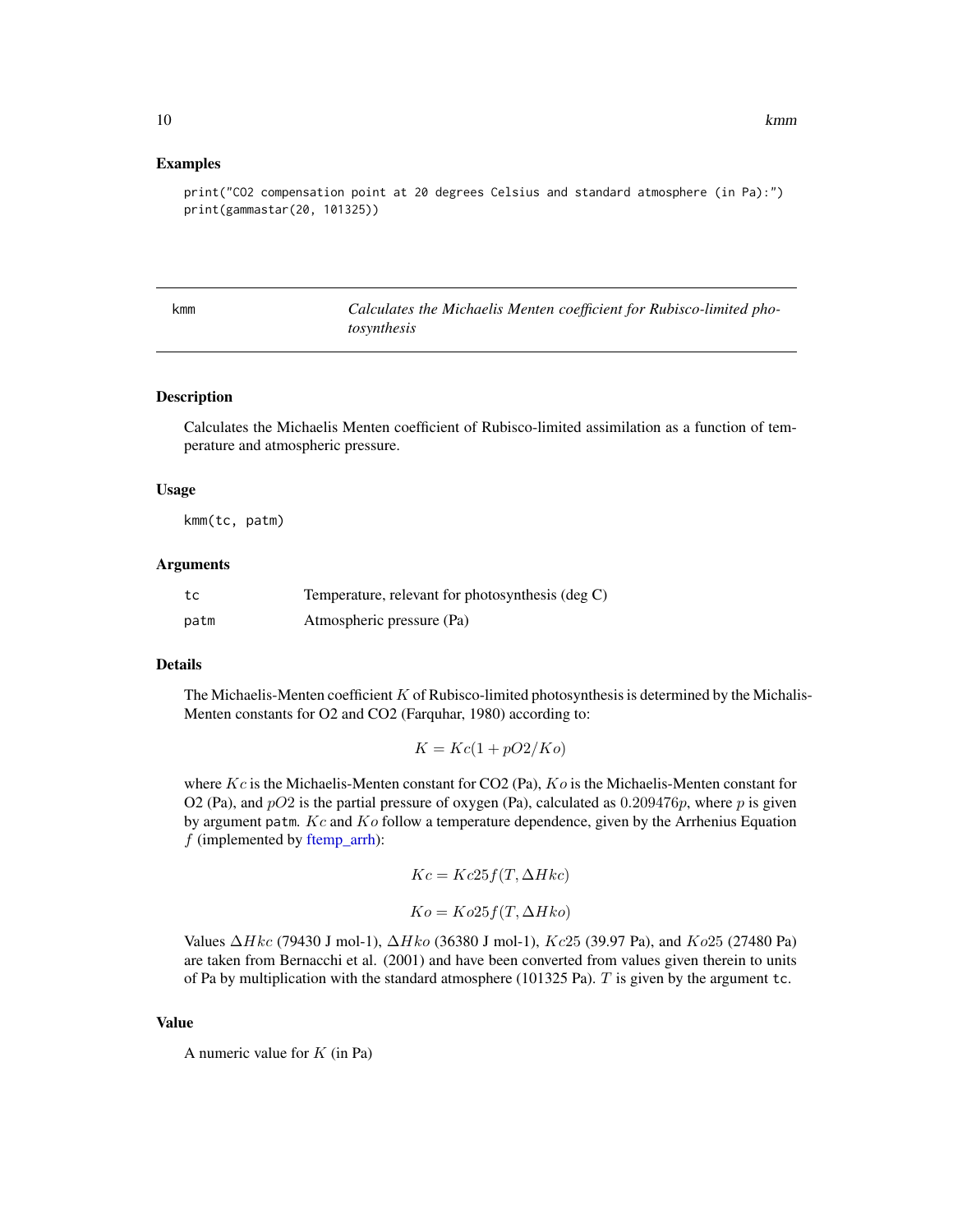### Examples

```
print("CO2 compensation point at 20 degrees Celsius and standard atmosphere (in Pa):")
print(gammastar(20, 101325))
```

## kmm — *Calculates the Michaelis Menten coefficient for Rubisco-limited photosynthesis*

### Description

Calculates the Michaelis Menten coefficient of Rubisco-limited assimilation as a function of temperature and atmospheric pressure.

### Usage

```
kmm(tc, patm)
```

### Arguments

| | |
|---|---|
| tc | Temperature, relevant for photosynthesis (deg C) |
| patm | Atmospheric pressure (Pa) |

### Details

The Michaelis-Menten coefficient $K$ of Rubisco-limited photosynthesis is determined by the Michalis-Menten constants for O2 and CO2 (Farquhar, 1980) according to:

$$K = Kc(1 + pO2/Ko)$$

where $Kc$ is the Michaelis-Menten constant for CO2 (Pa), $Ko$ is the Michaelis-Menten constant for O2 (Pa), and $pO2$ is the partial pressure of oxygen (Pa), calculated as $0.209476p$, where $p$ is given by argument `patm`. $Kc$ and $Ko$ follow a temperature dependence, given by the Arrhenius Equation $f$ (implemented by ftemp_arrh):

$$Kc = Kc25 f(T, \Delta Hkc)$$

$$Ko = Ko25 f(T, \Delta Hko)$$

Values $\Delta Hkc$ (79430 J mol-1), $\Delta Hko$ (36380 J mol-1), $Kc25$ (39.97 Pa), and $Ko25$ (27480 Pa) are taken from Bernacchi et al. (2001) and have been converted from values given therein to units of Pa by multiplication with the standard atmosphere (101325 Pa). $T$ is given by the argument `tc`.

### Value

A numeric value for $K$ (in Pa)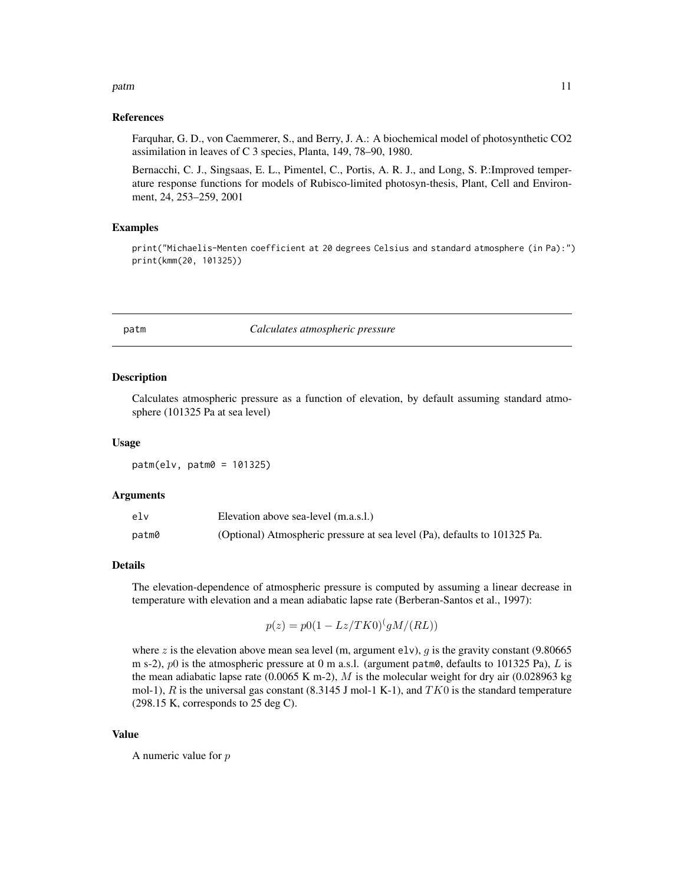### References

Farquhar, G. D., von Caemmerer, S., and Berry, J. A.: A biochemical model of photosynthetic CO2 assimilation in leaves of C 3 species, Planta, 149, 78–90, 1980.

Bernacchi, C. J., Singsaas, E. L., Pimentel, C., Portis, A. R. J., and Long, S. P.:Improved temperature response functions for models of Rubisco-limited photosyn-thesis, Plant, Cell and Environment, 24, 253–259, 2001

### Examples

```
print("Michaelis-Menten coefficient at 20 degrees Celsius and standard atmosphere (in Pa):")
print(kmm(20, 101325))
```

---

## patm — *Calculates atmospheric pressure*

---

### Description

Calculates atmospheric pressure as a function of elevation, by default assuming standard atmosphere (101325 Pa at sea level)

### Usage

```
patm(elv, patm0 = 101325)
```

### Arguments

| | |
|---|---|
| elv | Elevation above sea-level (m.a.s.l.) |
| patm0 | (Optional) Atmospheric pressure at sea level (Pa), defaults to 101325 Pa. |

### Details

The elevation-dependence of atmospheric pressure is computed by assuming a linear decrease in temperature with elevation and a mean adiabatic lapse rate (Berberan-Santos et al., 1997):

$$p(z) = p0(1 - Lz/TK0)^(gM/(RL))$$

where $z$ is the elevation above mean sea level (m, argument elv), $g$ is the gravity constant (9.80665 m s-2), $p0$ is the atmospheric pressure at 0 m a.s.l. (argument patm0, defaults to 101325 Pa), $L$ is the mean adiabatic lapse rate (0.0065 K m-2), $M$ is the molecular weight for dry air (0.028963 kg mol-1), $R$ is the universal gas constant (8.3145 J mol-1 K-1), and $TK0$ is the standard temperature (298.15 K, corresponds to 25 deg C).

### Value

A numeric value for $p$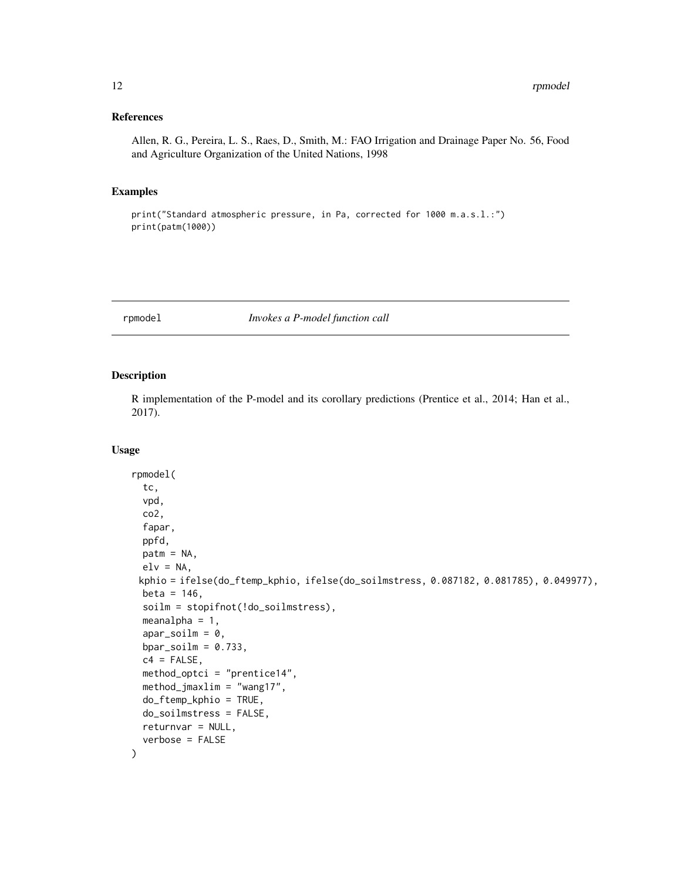### References

Allen, R. G., Pereira, L. S., Raes, D., Smith, M.: FAO Irrigation and Drainage Paper No. 56, Food and Agriculture Organization of the United Nations, 1998

### Examples

```
print("Standard atmospheric pressure, in Pa, corrected for 1000 m.a.s.l.:")
print(patm(1000))
```

---

## rpmodel — *Invokes a P-model function call*

---

### Description

R implementation of the P-model and its corollary predictions (Prentice et al., 2014; Han et al., 2017).

### Usage

```
rpmodel(
  tc,
  vpd,
  co2,
  fapar,
  ppfd,
  patm = NA,
  elv = NA,
  kphio = ifelse(do_ftemp_kphio, ifelse(do_soilmstress, 0.087182, 0.081785), 0.049977),
  beta = 146,
  soilm = stopifnot(!do_soilmstress),
  meanalpha = 1,
  apar_soilm = 0,
  bpar_soilm = 0.733,
  c4 = FALSE,
  method_optci = "prentice14",
  method_jmaxlim = "wang17",
  do_ftemp_kphio = TRUE,
  do_soilmstress = FALSE,
  returnvar = NULL,
  verbose = FALSE
)
```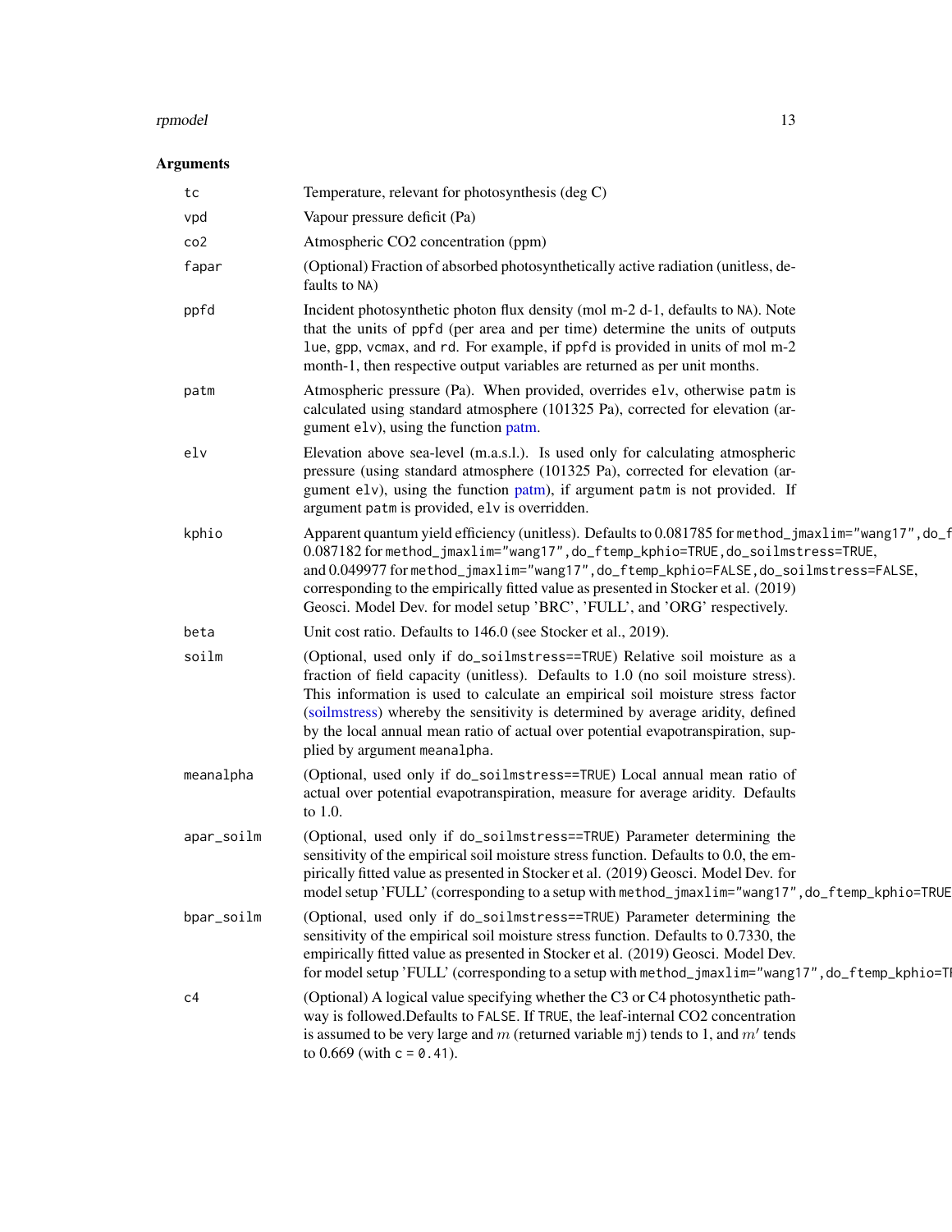## Arguments

| | |
|---|---|
| `tc` | Temperature, relevant for photosynthesis (deg C) |
| `vpd` | Vapour pressure deficit (Pa) |
| `co2` | Atmospheric CO2 concentration (ppm) |
| `fapar` | (Optional) Fraction of absorbed photosynthetically active radiation (unitless, defaults to `NA`) |
| `ppfd` | Incident photosynthetic photon flux density (mol m-2 d-1, defaults to `NA`). Note that the units of `ppfd` (per area and per time) determine the units of outputs `lue`, `gpp`, `vcmax`, and `rd`. For example, if `ppfd` is provided in units of mol m-2 month-1, then respective output variables are returned as per unit months. |
| `patm` | Atmospheric pressure (Pa). When provided, overrides `elv`, otherwise `patm` is calculated using standard atmosphere (101325 Pa), corrected for elevation (argument `elv`), using the function patm. |
| `elv` | Elevation above sea-level (m.a.s.l.). Is used only for calculating atmospheric pressure (using standard atmosphere (101325 Pa), corrected for elevation (argument `elv`), using the function patm), if argument `patm` is not provided. If argument `patm` is provided, `elv` is overridden. |
| `kphio` | Apparent quantum yield efficiency (unitless). Defaults to 0.081785 for `method_jmaxlim="wang17",do_f` 0.087182 for `method_jmaxlim="wang17",do_ftemp_kphio=TRUE,do_soilmstress=TRUE`, and 0.049977 for `method_jmaxlim="wang17",do_ftemp_kphio=FALSE,do_soilmstress=FALSE`, corresponding to the empirically fitted value as presented in Stocker et al. (2019) Geosci. Model Dev. for model setup 'BRC', 'FULL', and 'ORG' respectively. |
| `beta` | Unit cost ratio. Defaults to 146.0 (see Stocker et al., 2019). |
| `soilm` | (Optional, used only if `do_soilmstress==TRUE`) Relative soil moisture as a fraction of field capacity (unitless). Defaults to 1.0 (no soil moisture stress). This information is used to calculate an empirical soil moisture stress factor (soilmstress) whereby the sensitivity is determined by average aridity, defined by the local annual mean ratio of actual over potential evapotranspiration, supplied by argument `meanalpha`. |
| `meanalpha` | (Optional, used only if `do_soilmstress==TRUE`) Local annual mean ratio of actual over potential evapotranspiration, measure for average aridity. Defaults to 1.0. |
| `apar_soilm` | (Optional, used only if `do_soilmstress==TRUE`) Parameter determining the sensitivity of the empirical soil moisture stress function. Defaults to 0.0, the empirically fitted value as presented in Stocker et al. (2019) Geosci. Model Dev. for model setup 'FULL' (corresponding to a setup with `method_jmaxlim="wang17",do_ftemp_kphio=TRUE` |
| `bpar_soilm` | (Optional, used only if `do_soilmstress==TRUE`) Parameter determining the sensitivity of the empirical soil moisture stress function. Defaults to 0.7330, the empirically fitted value as presented in Stocker et al. (2019) Geosci. Model Dev. for model setup 'FULL' (corresponding to a setup with `method_jmaxlim="wang17",do_ftemp_kphio=T` |
| `c4` | (Optional) A logical value specifying whether the C3 or C4 photosynthetic pathway is followed.Defaults to `FALSE`. If `TRUE`, the leaf-internal CO2 concentration is assumed to be very large and $m$ (returned variable `mj`) tends to 1, and $m'$ tends to 0.669 (with `c = 0.41`). |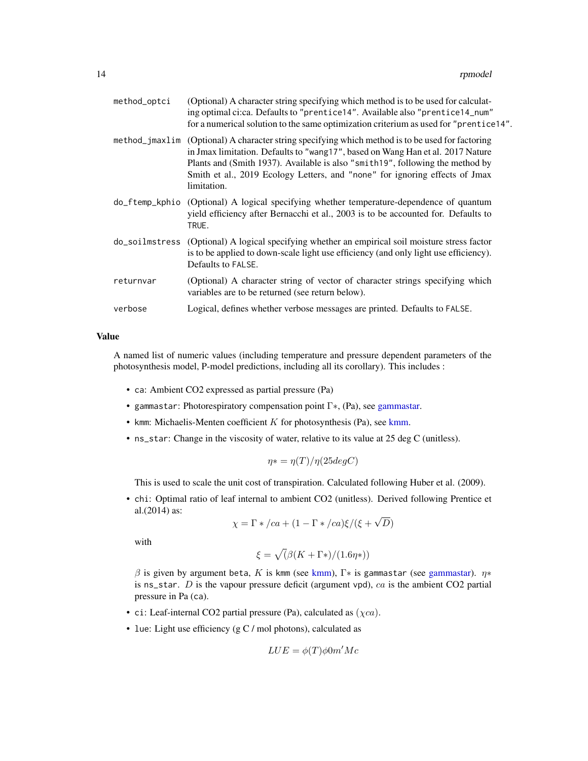`method_optci`
: (Optional) A character string specifying which method is to be used for calculating optimal ci:ca. Defaults to `"prentice14"`. Available also `"prentice14_num"` for a numerical solution to the same optimization criterium as used for `"prentice14"`.

`method_jmaxlim`
: (Optional) A character string specifying which method is to be used for factoring in Jmax limitation. Defaults to `"wang17"`, based on Wang Han et al. 2017 Nature Plants and (Smith 1937). Available is also `"smith19"`, following the method by Smith et al., 2019 Ecology Letters, and `"none"` for ignoring effects of Jmax limitation.

`do_ftemp_kphio`
: (Optional) A logical specifying whether temperature-dependence of quantum yield efficiency after Bernacchi et al., 2003 is to be accounted for. Defaults to `TRUE`.

`do_soilmstress`
: (Optional) A logical specifying whether an empirical soil moisture stress factor is to be applied to down-scale light use efficiency (and only light use efficiency). Defaults to `FALSE`.

`returnvar`
: (Optional) A character string of vector of character strings specifying which variables are to be returned (see return below).

`verbose`
: Logical, defines whether verbose messages are printed. Defaults to `FALSE`.

### Value

A named list of numeric values (including temperature and pressure dependent parameters of the photosynthesis model, P-model predictions, including all its corollary). This includes :

- `ca`: Ambient CO2 expressed as partial pressure (Pa)
- `gammastar`: Photorespiratory compensation point $\Gamma*$, (Pa), see gammastar.
- `kmm`: Michaelis-Menten coefficient $K$ for photosynthesis (Pa), see kmm.
- `ns_star`: Change in the viscosity of water, relative to its value at 25 deg C (unitless).

  $$\eta* = \eta(T)/\eta(25degC)$$

  This is used to scale the unit cost of transpiration. Calculated following Huber et al. (2009).
- `chi`: Optimal ratio of leaf internal to ambient CO2 (unitless). Derived following Prentice et al.(2014) as:

  $$\chi = \Gamma*/ca + (1 - \Gamma*/ca)\xi/(\xi + \sqrt{D})$$

  with

  $$\xi = \sqrt{(}\beta(K + \Gamma*)/(1.6\eta*))$$

  $\beta$ is given by argument `beta`, $K$ is `kmm` (see kmm), $\Gamma*$ is `gammastar` (see gammastar). $\eta*$ is `ns_star`. $D$ is the vapour pressure deficit (argument `vpd`), $ca$ is the ambient CO2 partial pressure in Pa (`ca`).
- `ci`: Leaf-internal CO2 partial pressure (Pa), calculated as $(\chi ca)$.
- `lue`: Light use efficiency (g C / mol photons), calculated as

  $$LUE = \phi(T)\phi 0m'Mc$$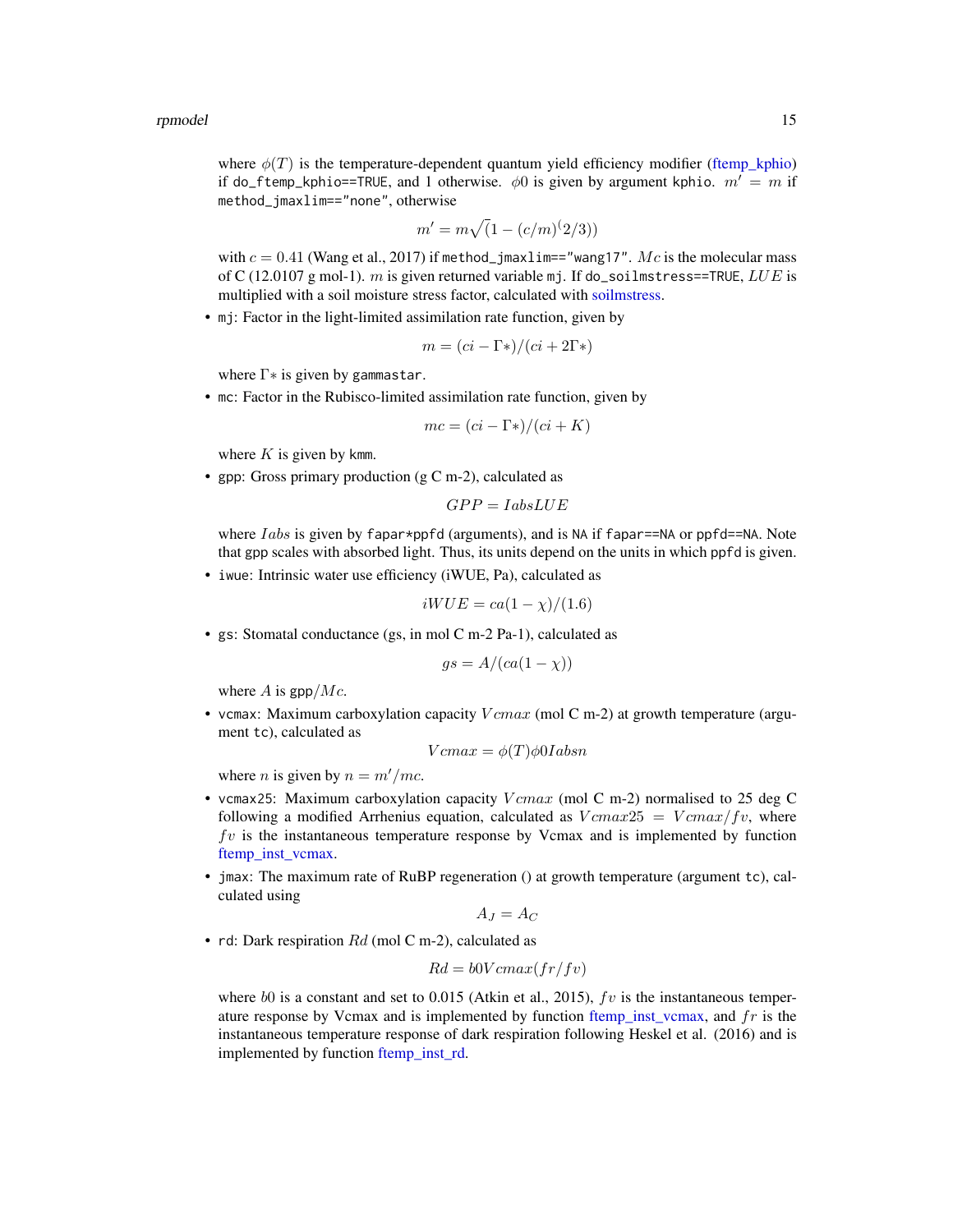where $\phi(T)$ is the temperature-dependent quantum yield efficiency modifier (ftemp_kphio) if `do_ftemp_kphio==TRUE`, and 1 otherwise. $\phi 0$ is given by argument `kphio`. $m' = m$ if `method_jmaxlim=="none"`, otherwise

$$m' = m\sqrt(1 - (c/m)^(2/3))$$

with $c = 0.41$ (Wang et al., 2017) if `method_jmaxlim=="wang17"`. $Mc$ is the molecular mass of C (12.0107 g mol-1). $m$ is given returned variable `mj`. If `do_soilmstress==TRUE`, $LUE$ is multiplied with a soil moisture stress factor, calculated with soilmstress.

- `mj`: Factor in the light-limited assimilation rate function, given by

  $$m = (ci - \Gamma*)/(ci + 2\Gamma*)$$

  where $\Gamma*$ is given by `gammastar`.

- `mc`: Factor in the Rubisco-limited assimilation rate function, given by

  $$mc = (ci - \Gamma*)/(ci + K)$$

  where $K$ is given by `kmm`.

- `gpp`: Gross primary production (g C m-2), calculated as

  $$GPP = IabsLUE$$

  where $Iabs$ is given by `fapar*ppfd` (arguments), and is `NA` if `fapar==NA` or `ppfd==NA`. Note that `gpp` scales with absorbed light. Thus, its units depend on the units in which `ppfd` is given.

- `iwue`: Intrinsic water use efficiency (iWUE, Pa), calculated as

  $$iWUE = ca(1 - \chi)/(1.6)$$

- `gs`: Stomatal conductance (gs, in mol C m-2 Pa-1), calculated as

  $$gs = A/(ca(1 - \chi))$$

  where $A$ is `gpp`$/Mc$.

- `vcmax`: Maximum carboxylation capacity $Vcmax$ (mol C m-2) at growth temperature (argument `tc`), calculated as

  $$Vcmax = \phi(T)\phi 0 Iabsn$$

  where $n$ is given by $n = m'/mc$.

- `vcmax25`: Maximum carboxylation capacity $Vcmax$ (mol C m-2) normalised to 25 deg C following a modified Arrhenius equation, calculated as $Vcmax25 = Vcmax/fv$, where $fv$ is the instantaneous temperature response by Vcmax and is implemented by function ftemp_inst_vcmax.

- `jmax`: The maximum rate of RuBP regeneration () at growth temperature (argument `tc`), calculated using

  $$A_J = A_C$$

- `rd`: Dark respiration $Rd$ (mol C m-2), calculated as

  $$Rd = b0Vcmax(fr/fv)$$

  where $b0$ is a constant and set to 0.015 (Atkin et al., 2015), $fv$ is the instantaneous temperature response by Vcmax and is implemented by function ftemp_inst_vcmax, and $fr$ is the instantaneous temperature response of dark respiration following Heskel et al. (2016) and is implemented by function ftemp_inst_rd.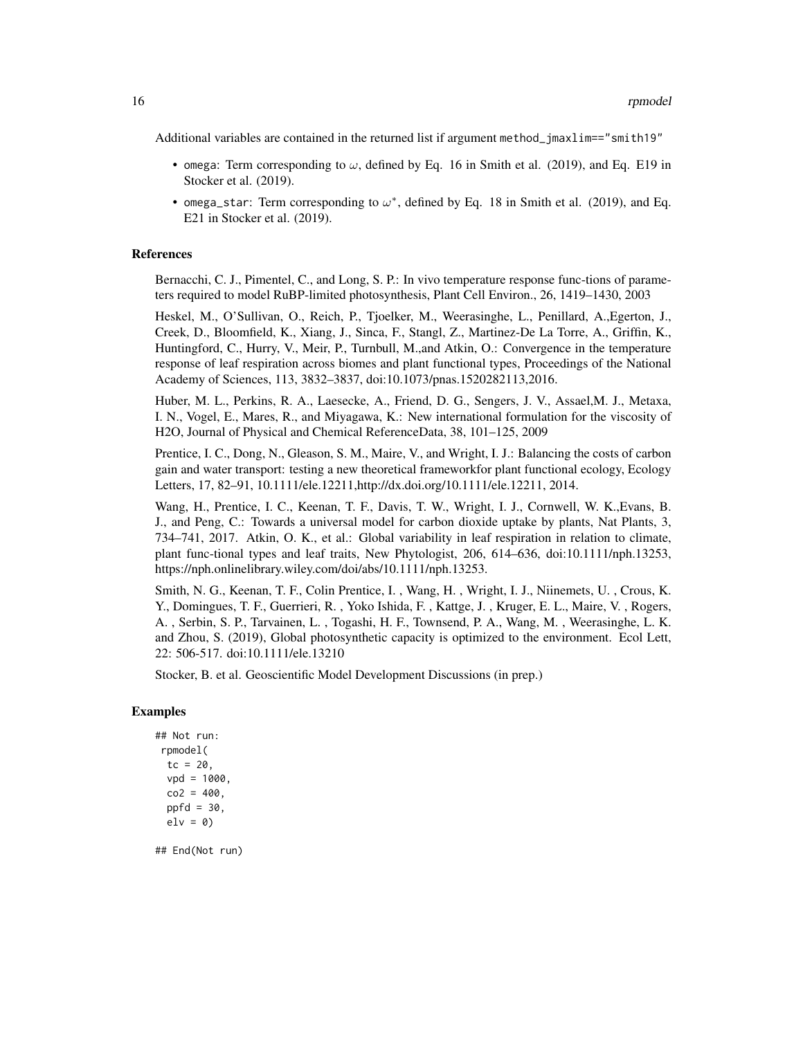Additional variables are contained in the returned list if argument `method_jmaxlim=="smith19"`

- `omega`: Term corresponding to $\omega$, defined by Eq. 16 in Smith et al. (2019), and Eq. E19 in Stocker et al. (2019).
- `omega_star`: Term corresponding to $\omega^*$, defined by Eq. 18 in Smith et al. (2019), and Eq. E21 in Stocker et al. (2019).

### References

Bernacchi, C. J., Pimentel, C., and Long, S. P.: In vivo temperature response func-tions of parameters required to model RuBP-limited photosynthesis, Plant Cell Environ., 26, 1419–1430, 2003

Heskel, M., O'Sullivan, O., Reich, P., Tjoelker, M., Weerasinghe, L., Penillard, A.,Egerton, J., Creek, D., Bloomfield, K., Xiang, J., Sinca, F., Stangl, Z., Martinez-De La Torre, A., Griffin, K., Huntingford, C., Hurry, V., Meir, P., Turnbull, M.,and Atkin, O.: Convergence in the temperature response of leaf respiration across biomes and plant functional types, Proceedings of the National Academy of Sciences, 113, 3832–3837, doi:10.1073/pnas.1520282113,2016.

Huber, M. L., Perkins, R. A., Laesecke, A., Friend, D. G., Sengers, J. V., Assael,M. J., Metaxa, I. N., Vogel, E., Mares, R., and Miyagawa, K.: New international formulation for the viscosity of H2O, Journal of Physical and Chemical ReferenceData, 38, 101–125, 2009

Prentice, I. C., Dong, N., Gleason, S. M., Maire, V., and Wright, I. J.: Balancing the costs of carbon gain and water transport: testing a new theoretical frameworkfor plant functional ecology, Ecology Letters, 17, 82–91, 10.1111/ele.12211,http://dx.doi.org/10.1111/ele.12211, 2014.

Wang, H., Prentice, I. C., Keenan, T. F., Davis, T. W., Wright, I. J., Cornwell, W. K.,Evans, B. J., and Peng, C.: Towards a universal model for carbon dioxide uptake by plants, Nat Plants, 3, 734–741, 2017. Atkin, O. K., et al.: Global variability in leaf respiration in relation to climate, plant func-tional types and leaf traits, New Phytologist, 206, 614–636, doi:10.1111/nph.13253, https://nph.onlinelibrary.wiley.com/doi/abs/10.1111/nph.13253.

Smith, N. G., Keenan, T. F., Colin Prentice, I. , Wang, H. , Wright, I. J., Niinemets, U. , Crous, K. Y., Domingues, T. F., Guerrieri, R. , Yoko Ishida, F. , Kattge, J. , Kruger, E. L., Maire, V. , Rogers, A. , Serbin, S. P., Tarvainen, L. , Togashi, H. F., Townsend, P. A., Wang, M. , Weerasinghe, L. K. and Zhou, S. (2019), Global photosynthetic capacity is optimized to the environment. Ecol Lett, 22: 506-517. doi:10.1111/ele.13210

Stocker, B. et al. Geoscientific Model Development Discussions (in prep.)

### Examples

```
## Not run:
 rpmodel(
  tc = 20,
  vpd = 1000,
  co2 = 400,
  ppfd = 30,
  elv = 0)

## End(Not run)
```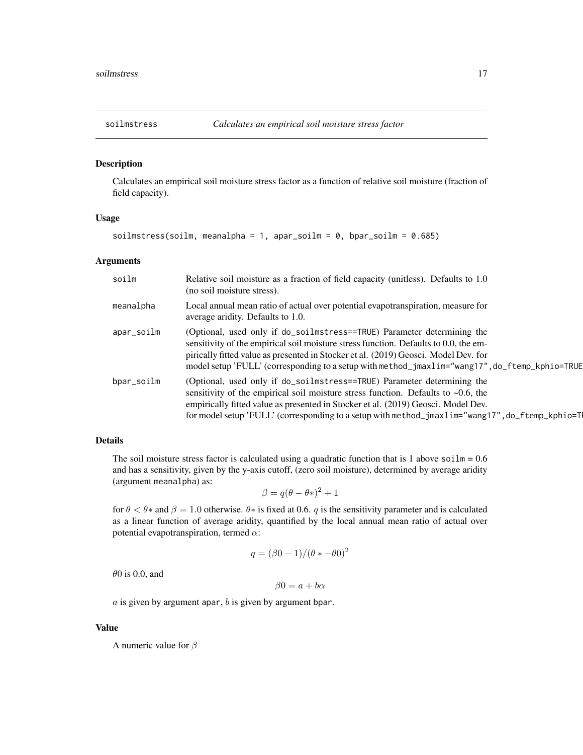## soilmstress — *Calculates an empirical soil moisture stress factor*

### Description

Calculates an empirical soil moisture stress factor as a function of relative soil moisture (fraction of field capacity).

### Usage

```
soilmstress(soilm, meanalpha = 1, apar_soilm = 0, bpar_soilm = 0.685)
```

### Arguments

| | |
|---|---|
| `soilm` | Relative soil moisture as a fraction of field capacity (unitless). Defaults to 1.0 (no soil moisture stress). |
| `meanalpha` | Local annual mean ratio of actual over potential evapotranspiration, measure for average aridity. Defaults to 1.0. |
| `apar_soilm` | (Optional, used only if `do_soilmstress==TRUE`) Parameter determining the sensitivity of the empirical soil moisture stress function. Defaults to 0.0, the empirically fitted value as presented in Stocker et al. (2019) Geosci. Model Dev. for model setup 'FULL' (corresponding to a setup with `method_jmaxlim="wang17",do_ftemp_kphio=TRUE` |
| `bpar_soilm` | (Optional, used only if `do_soilmstress==TRUE`) Parameter determining the sensitivity of the empirical soil moisture stress function. Defaults to ~0.6, the empirically fitted value as presented in Stocker et al. (2019) Geosci. Model Dev. for model setup 'FULL' (corresponding to a setup with `method_jmaxlim="wang17",do_ftemp_kphio=T` |

### Details

The soil moisture stress factor is calculated using a quadratic function that is 1 above `soilm` = 0.6 and has a sensitivity, given by the y-axis cutoff, (zero soil moisture), determined by average aridity (argument `meanalpha`) as:

$$\beta = q(\theta - \theta*)^2 + 1$$

for $\theta < \theta*$ and $\beta = 1.0$ otherwise. $\theta*$ is fixed at 0.6. $q$ is the sensitivity parameter and is calculated as a linear function of average aridity, quantified by the local annual mean ratio of actual over potential evapotranspiration, termed $\alpha$:

$$q = (\beta 0 - 1)/(\theta * - \theta 0)^2$$

$\theta 0$ is 0.0, and

$$\beta 0 = a + b\alpha$$

$a$ is given by argument `apar`, $b$ is given by argument `bpar`.

### Value

A numeric value for $\beta$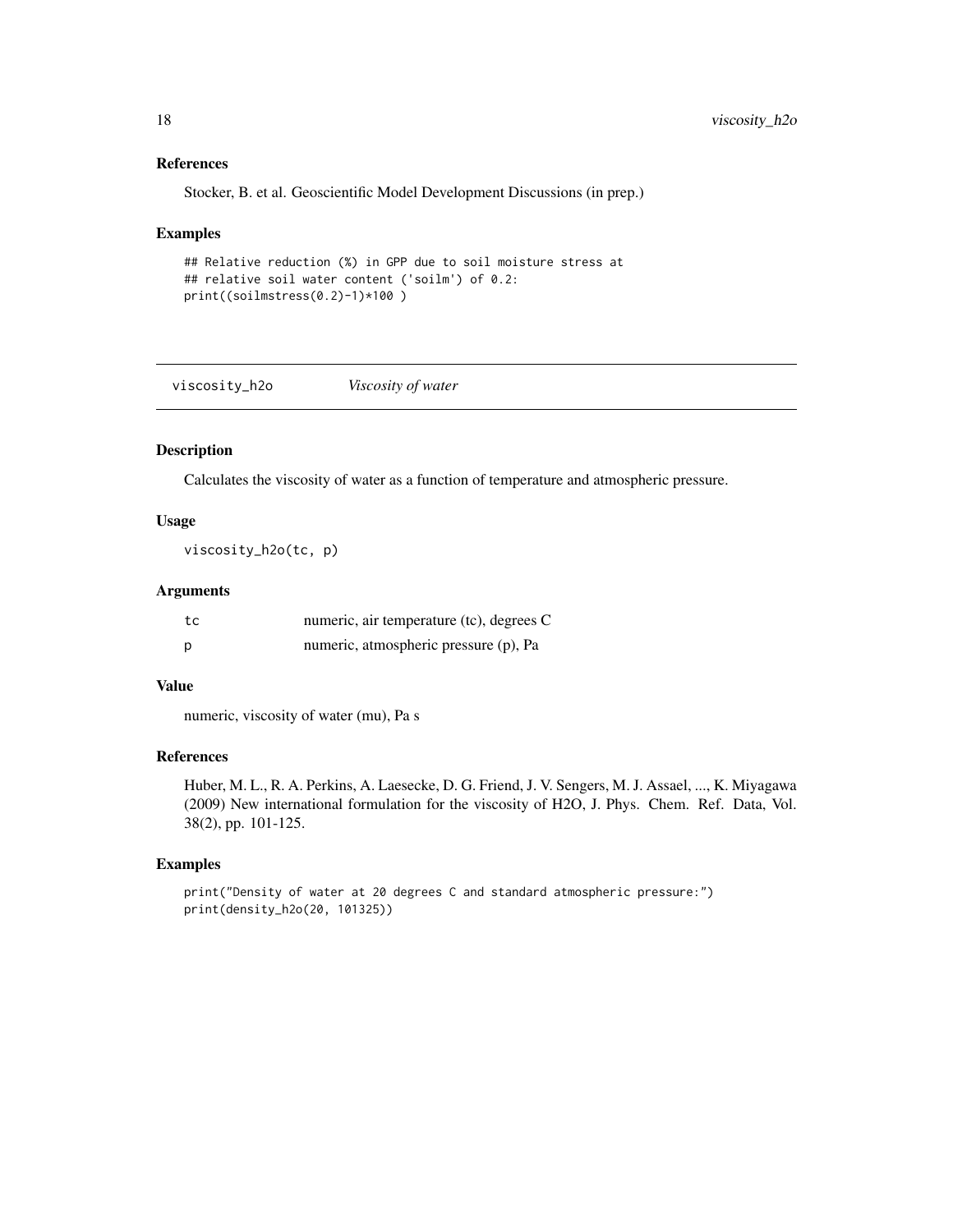## References

Stocker, B. et al. Geoscientific Model Development Discussions (in prep.)

## Examples

```
## Relative reduction (%) in GPP due to soil moisture stress at
## relative soil water content ('soilm') of 0.2:
print((soilmstress(0.2)-1)*100 )
```

---

# viscosity_h2o *Viscosity of water*

## Description

Calculates the viscosity of water as a function of temperature and atmospheric pressure.

## Usage

```
viscosity_h2o(tc, p)
```

## Arguments

| | |
|---|---|
| tc | numeric, air temperature (tc), degrees C |
| p | numeric, atmospheric pressure (p), Pa |

## Value

numeric, viscosity of water (mu), Pa s

## References

Huber, M. L., R. A. Perkins, A. Laesecke, D. G. Friend, J. V. Sengers, M. J. Assael, ..., K. Miyagawa (2009) New international formulation for the viscosity of H2O, J. Phys. Chem. Ref. Data, Vol. 38(2), pp. 101-125.

## Examples

```
print("Density of water at 20 degrees C and standard atmospheric pressure:")
print(density_h2o(20, 101325))
```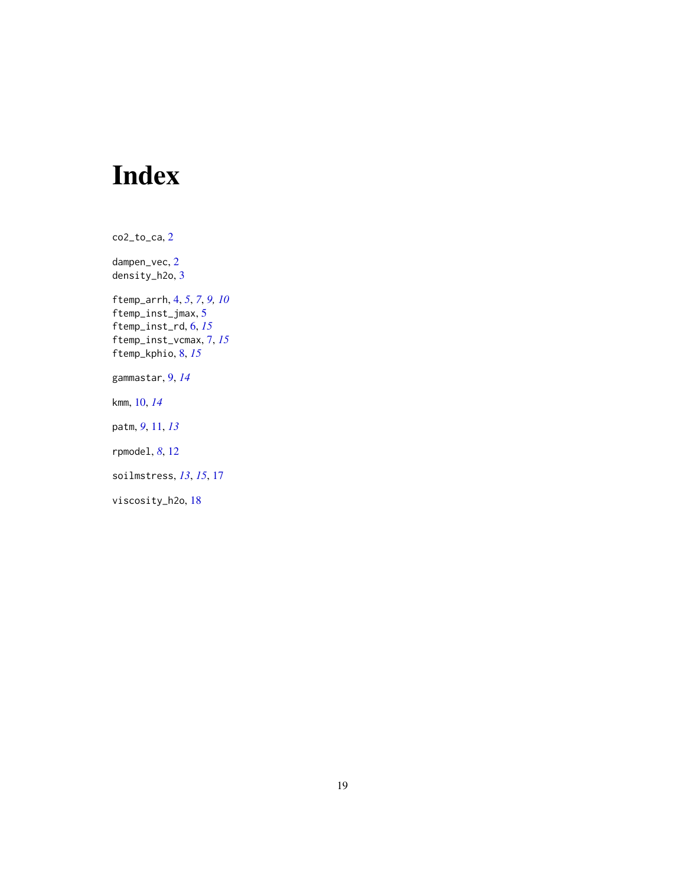# Index

co2_to_ca, 2

dampen_vec, 2
density_h2o, 3

ftemp_arrh, 4, *5*, *7*, *9, 10*
ftemp_inst_jmax, 5
ftemp_inst_rd, 6, *15*
ftemp_inst_vcmax, 7, *15*
ftemp_kphio, 8, *15*

gammastar, 9, *14*

kmm, 10, *14*

patm, *9*, 11, *13*

rpmodel, *8*, 12

soilmstress, *13*, *15*, 17

viscosity_h2o, 18